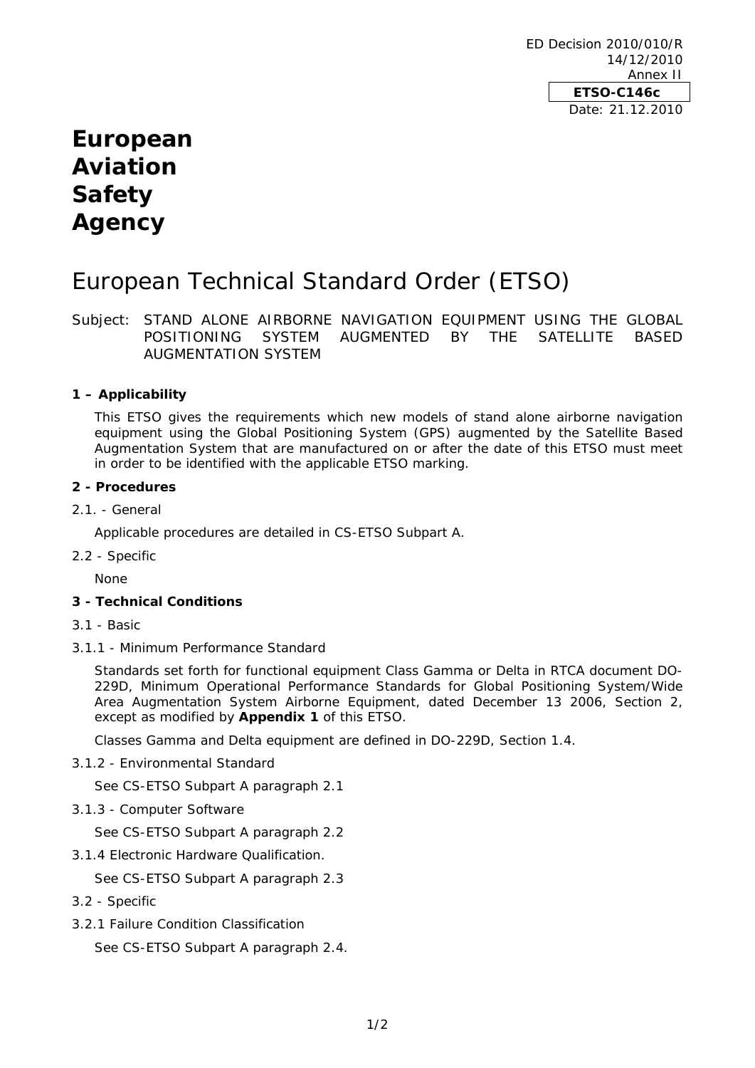ED Decision 2010/010/R
14/12/2010
Annex II

**ETSO-C146c**

Date: 21.12.2010

# European Aviation Safety Agency

# European Technical Standard Order (ETSO)

Subject: STAND ALONE AIRBORNE NAVIGATION EQUIPMENT USING THE GLOBAL POSITIONING SYSTEM AUGMENTED BY THE SATELLITE BASED AUGMENTATION SYSTEM

## 1 – Applicability

This ETSO gives the requirements which new models of stand alone airborne navigation equipment using the Global Positioning System (GPS) augmented by the Satellite Based Augmentation System that are manufactured on or after the date of this ETSO must meet in order to be identified with the applicable ETSO marking.

## 2 - Procedures

2.1. - General

Applicable procedures are detailed in CS-ETSO Subpart A.

2.2 - Specific

None

## 3 - Technical Conditions

3.1 - Basic

3.1.1 - Minimum Performance Standard

Standards set forth for functional equipment Class Gamma or Delta in RTCA document DO-229D, Minimum Operational Performance Standards for Global Positioning System/Wide Area Augmentation System Airborne Equipment, dated December 13 2006, Section 2, except as modified by **Appendix 1** of this ETSO.

Classes Gamma and Delta equipment are defined in DO-229D, Section 1.4.

3.1.2 - Environmental Standard

See CS-ETSO Subpart A paragraph 2.1

3.1.3 - Computer Software

See CS-ETSO Subpart A paragraph 2.2

3.1.4 Electronic Hardware Qualification.

See CS-ETSO Subpart A paragraph 2.3

3.2 - Specific

3.2.1 Failure Condition Classification

See CS-ETSO Subpart A paragraph 2.4.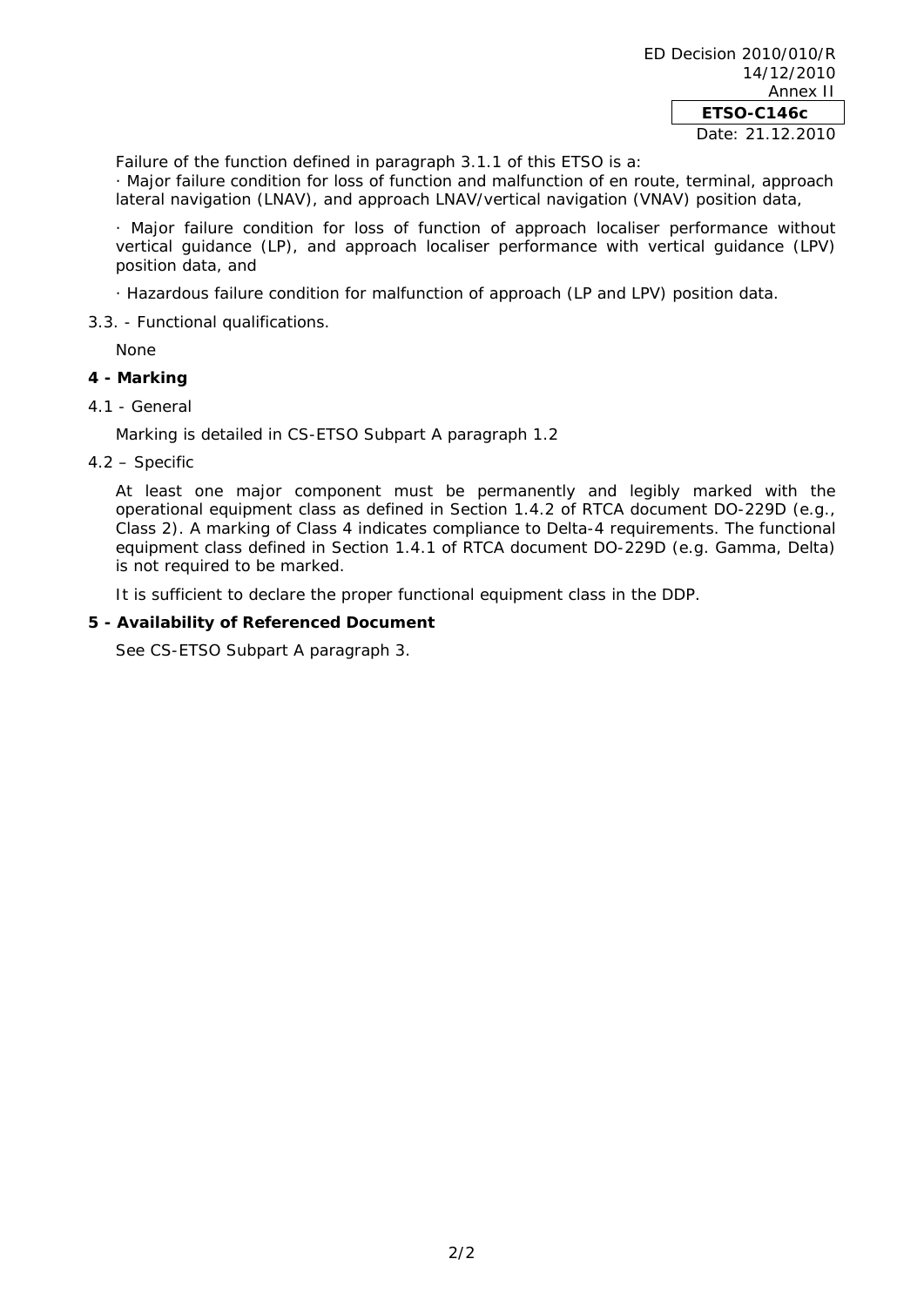Failure of the function defined in paragraph 3.1.1 of this ETSO is a:

· Major failure condition for loss of function and malfunction of en route, terminal, approach lateral navigation (LNAV), and approach LNAV/vertical navigation (VNAV) position data,

· Major failure condition for loss of function of approach localiser performance without vertical guidance (LP), and approach localiser performance with vertical guidance (LPV) position data, and

· Hazardous failure condition for malfunction of approach (LP and LPV) position data.

3.3. - Functional qualifications.

None

**4 - Marking**

4.1 - General

Marking is detailed in CS-ETSO Subpart A paragraph 1.2

4.2 – Specific

At least one major component must be permanently and legibly marked with the operational equipment class as defined in Section 1.4.2 of RTCA document DO-229D (e.g., Class 2). A marking of Class 4 indicates compliance to Delta-4 requirements. The functional equipment class defined in Section 1.4.1 of RTCA document DO-229D (e.g. Gamma, Delta) is not required to be marked.

It is sufficient to declare the proper functional equipment class in the DDP.

**5 - Availability of Referenced Document**

See CS-ETSO Subpart A paragraph 3.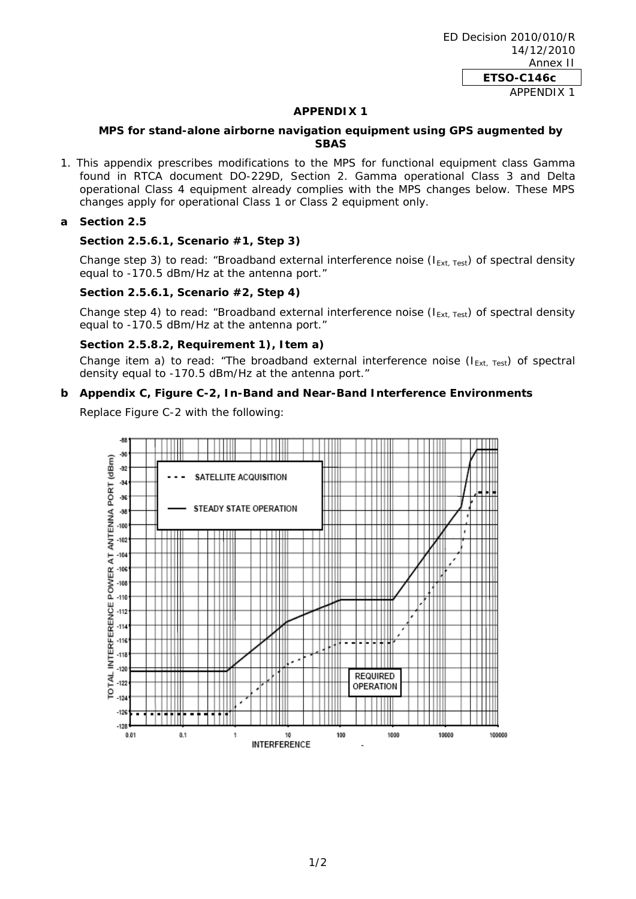ED Decision 2010/010/R
14/12/2010
Annex II

**ETSO-C146c**

APPENDIX 1

# APPENDIX 1

## MPS for stand-alone airborne navigation equipment using GPS augmented by SBAS

1. This appendix prescribes modifications to the MPS for functional equipment class Gamma found in RTCA document DO-229D, Section 2. Gamma operational Class 3 and Delta operational Class 4 equipment already complies with the MPS changes below. These MPS changes apply for operational Class 1 or Class 2 equipment only.

**a Section 2.5**

**Section 2.5.6.1, Scenario #1, Step 3)**

Change step 3) to read: "Broadband external interference noise ($I_{Ext,\ Test}$) of spectral density equal to -170.5 dBm/Hz at the antenna port."

**Section 2.5.6.1, Scenario #2, Step 4)**

Change step 4) to read: "Broadband external interference noise ($I_{Ext,\ Test}$) of spectral density equal to -170.5 dBm/Hz at the antenna port."

**Section 2.5.8.2, Requirement 1), Item a)**

Change item a) to read: "The broadband external interference noise ($I_{Ext,\ Test}$) of spectral density equal to -170.5 dBm/Hz at the antenna port."

**b Appendix C, Figure C-2, In-Band and Near-Band Interference Environments**

Replace Figure C-2 with the following:

TOTAL INTERFERENCE POWER AT ANTENNA PORT (dBm)

- - - SATELLITE ACQUISITION

—— STEADY STATE OPERATION

REQUIRED OPERATION

INTERFERENCE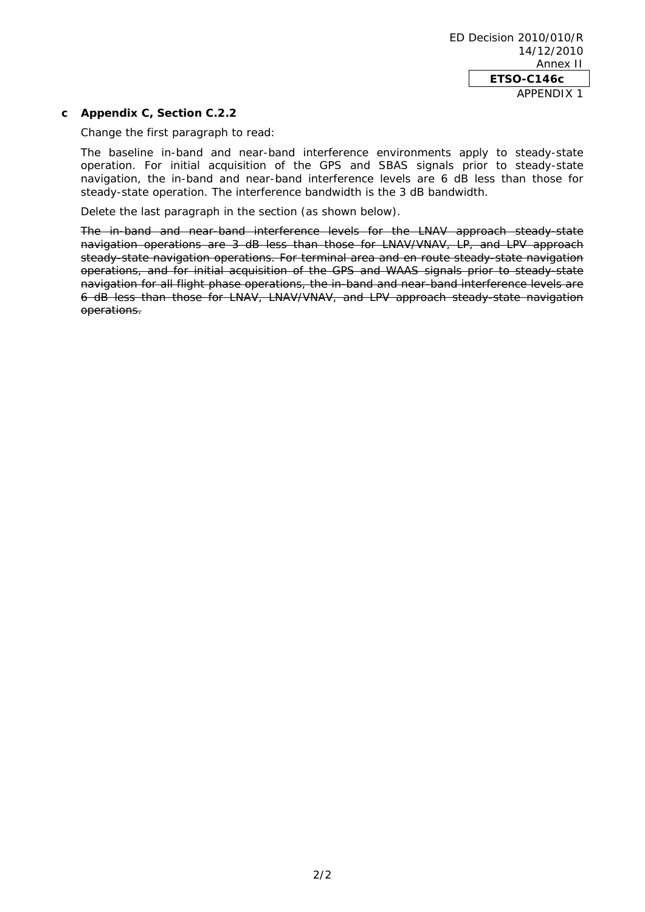**c Appendix C, Section C.2.2**

Change the first paragraph to read:

The baseline in-band and near-band interference environments apply to steady-state operation. For initial acquisition of the GPS and SBAS signals prior to steady-state navigation, the in-band and near-band interference levels are 6 dB less than those for steady-state operation. The interference bandwidth is the 3 dB bandwidth.

Delete the last paragraph in the section (as shown below).

~~The in-band and near-band interference levels for the LNAV approach steady-state navigation operations are 3 dB less than those for LNAV/VNAV, LP, and LPV approach steady-state navigation operations. For terminal area and en route steady-state navigation operations, and for initial acquisition of the GPS and WAAS signals prior to steady-state navigation for all flight phase operations, the in-band and near-band interference levels are 6 dB less than those for LNAV, LNAV/VNAV, and LPV approach steady-state navigation operations.~~